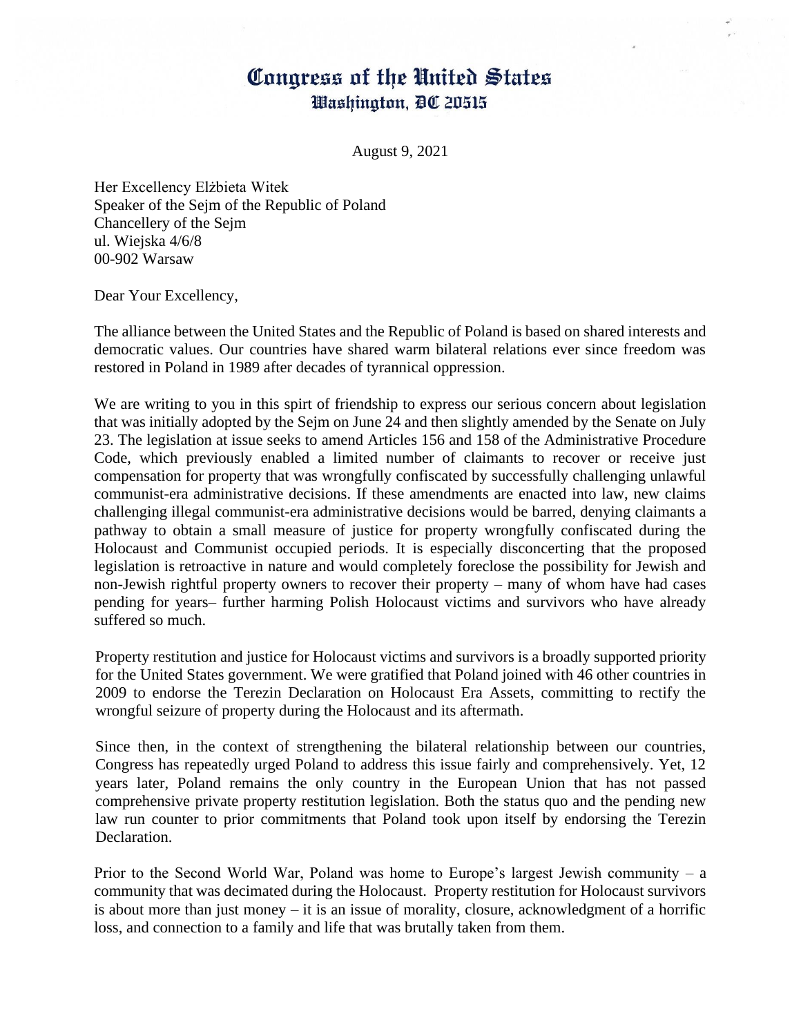# Congress of the United States
## Washington, DC 20515

August 9, 2021

Her Excellency Elżbieta Witek
Speaker of the Sejm of the Republic of Poland
Chancellery of the Sejm
ul. Wiejska 4/6/8
00-902 Warsaw

Dear Your Excellency,

The alliance between the United States and the Republic of Poland is based on shared interests and democratic values. Our countries have shared warm bilateral relations ever since freedom was restored in Poland in 1989 after decades of tyrannical oppression.

We are writing to you in this spirt of friendship to express our serious concern about legislation that was initially adopted by the Sejm on June 24 and then slightly amended by the Senate on July 23. The legislation at issue seeks to amend Articles 156 and 158 of the Administrative Procedure Code, which previously enabled a limited number of claimants to recover or receive just compensation for property that was wrongfully confiscated by successfully challenging unlawful communist-era administrative decisions. If these amendments are enacted into law, new claims challenging illegal communist-era administrative decisions would be barred, denying claimants a pathway to obtain a small measure of justice for property wrongfully confiscated during the Holocaust and Communist occupied periods. It is especially disconcerting that the proposed legislation is retroactive in nature and would completely foreclose the possibility for Jewish and non-Jewish rightful property owners to recover their property – many of whom have had cases pending for years– further harming Polish Holocaust victims and survivors who have already suffered so much.

Property restitution and justice for Holocaust victims and survivors is a broadly supported priority for the United States government. We were gratified that Poland joined with 46 other countries in 2009 to endorse the Terezin Declaration on Holocaust Era Assets, committing to rectify the wrongful seizure of property during the Holocaust and its aftermath.

Since then, in the context of strengthening the bilateral relationship between our countries, Congress has repeatedly urged Poland to address this issue fairly and comprehensively. Yet, 12 years later, Poland remains the only country in the European Union that has not passed comprehensive private property restitution legislation. Both the status quo and the pending new law run counter to prior commitments that Poland took upon itself by endorsing the Terezin Declaration.

Prior to the Second World War, Poland was home to Europe's largest Jewish community – a community that was decimated during the Holocaust. Property restitution for Holocaust survivors is about more than just money – it is an issue of morality, closure, acknowledgment of a horrific loss, and connection to a family and life that was brutally taken from them.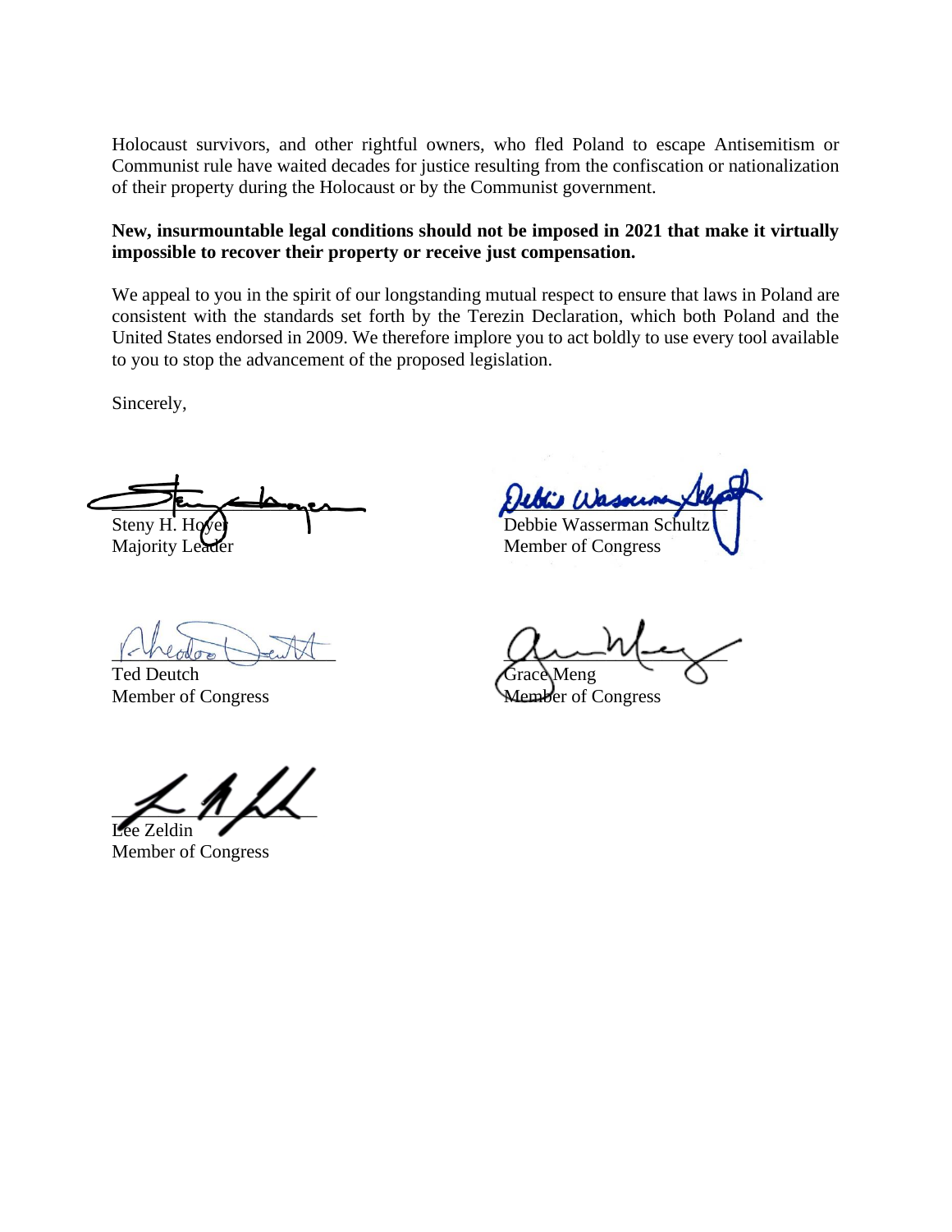Holocaust survivors, and other rightful owners, who fled Poland to escape Antisemitism or Communist rule have waited decades for justice resulting from the confiscation or nationalization of their property during the Holocaust or by the Communist government.

**New, insurmountable legal conditions should not be imposed in 2021 that make it virtually impossible to recover their property or receive just compensation.**

We appeal to you in the spirit of our longstanding mutual respect to ensure that laws in Poland are consistent with the standards set forth by the Terezin Declaration, which both Poland and the United States endorsed in 2009. We therefore implore you to act boldly to use every tool available to you to stop the advancement of the proposed legislation.

Sincerely,

Steny H. Hoyer
Majority Leader

Debbie Wasserman Schultz
Member of Congress

Ted Deutch
Member of Congress

Grace Meng
Member of Congress

Lee Zeldin
Member of Congress